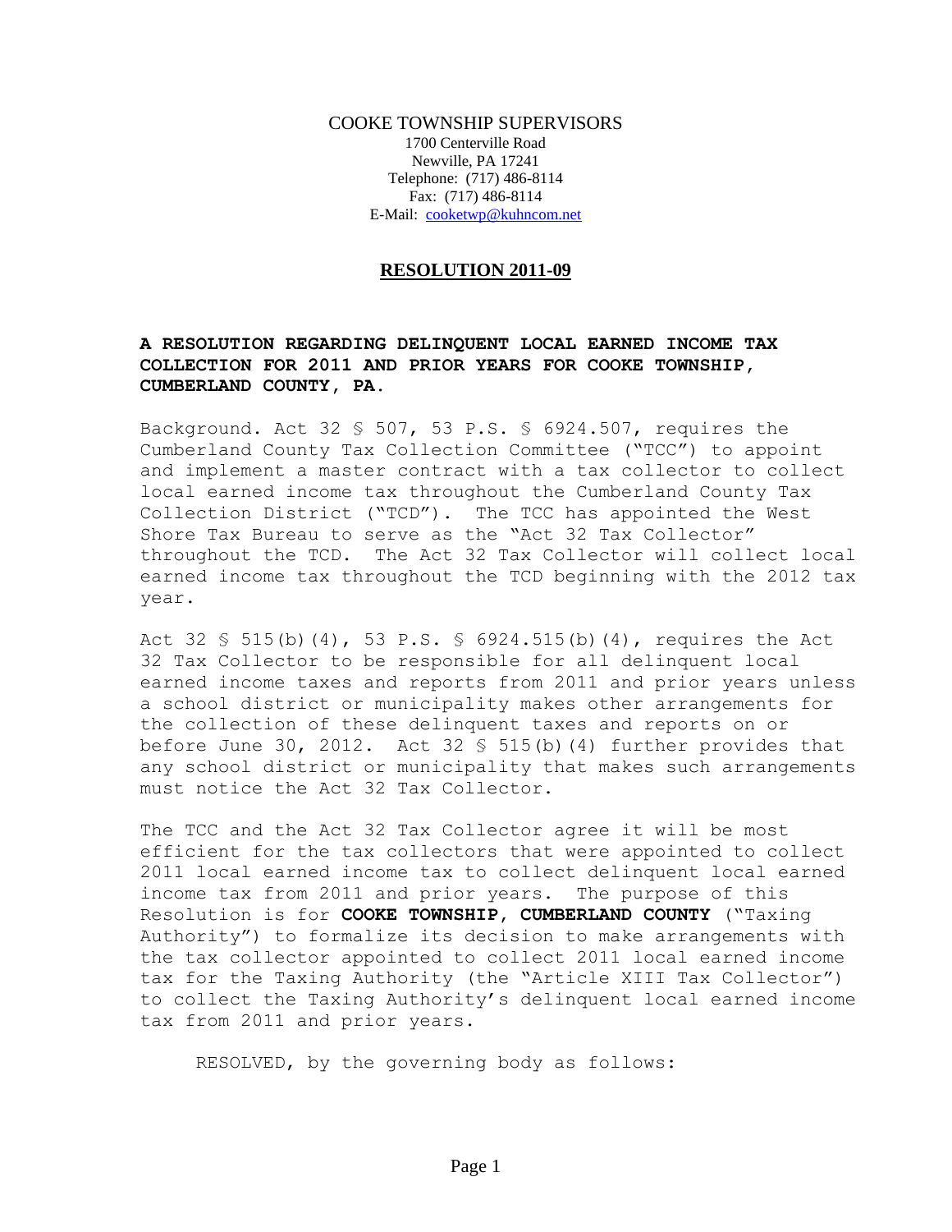COOKE TOWNSHIP SUPERVISORS
1700 Centerville Road
Newville, PA 17241
Telephone: (717) 486-8114
Fax: (717) 486-8114
E-Mail: cooketwp@kuhncom.net

# RESOLUTION 2011-09

**A RESOLUTION REGARDING DELINQUENT LOCAL EARNED INCOME TAX COLLECTION FOR 2011 AND PRIOR YEARS FOR COOKE TOWNSHIP, CUMBERLAND COUNTY, PA.**

Background. Act 32 § 507, 53 P.S. § 6924.507, requires the Cumberland County Tax Collection Committee ("TCC") to appoint and implement a master contract with a tax collector to collect local earned income tax throughout the Cumberland County Tax Collection District ("TCD"). The TCC has appointed the West Shore Tax Bureau to serve as the "Act 32 Tax Collector" throughout the TCD. The Act 32 Tax Collector will collect local earned income tax throughout the TCD beginning with the 2012 tax year.

Act 32 § 515(b)(4), 53 P.S. § 6924.515(b)(4), requires the Act 32 Tax Collector to be responsible for all delinquent local earned income taxes and reports from 2011 and prior years unless a school district or municipality makes other arrangements for the collection of these delinquent taxes and reports on or before June 30, 2012. Act 32 § 515(b)(4) further provides that any school district or municipality that makes such arrangements must notice the Act 32 Tax Collector.

The TCC and the Act 32 Tax Collector agree it will be most efficient for the tax collectors that were appointed to collect 2011 local earned income tax to collect delinquent local earned income tax from 2011 and prior years. The purpose of this Resolution is for **COOKE TOWNSHIP, CUMBERLAND COUNTY** ("Taxing Authority") to formalize its decision to make arrangements with the tax collector appointed to collect 2011 local earned income tax for the Taxing Authority (the "Article XIII Tax Collector") to collect the Taxing Authority's delinquent local earned income tax from 2011 and prior years.

RESOLVED, by the governing body as follows: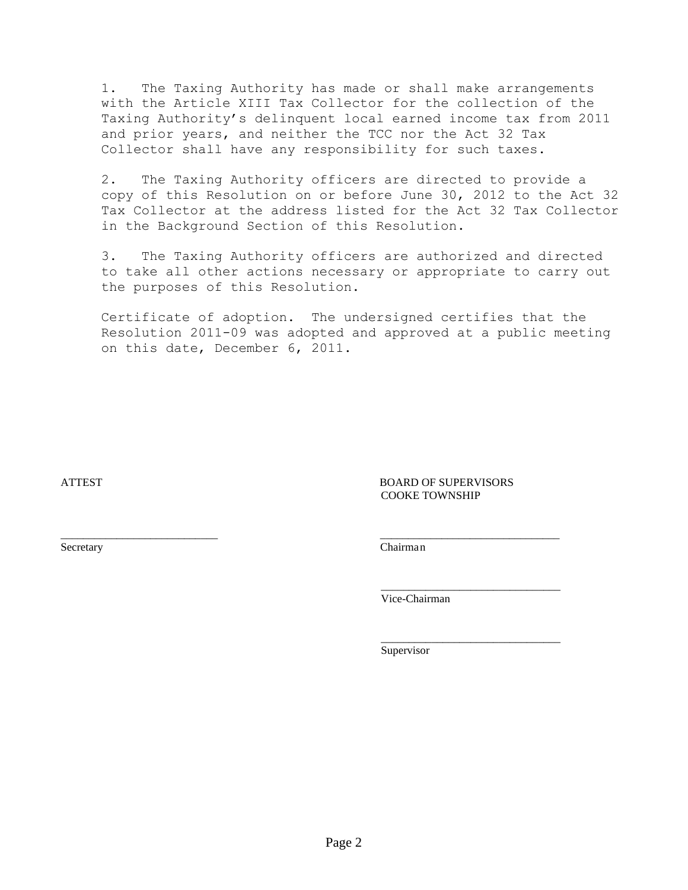1. The Taxing Authority has made or shall make arrangements with the Article XIII Tax Collector for the collection of the Taxing Authority's delinquent local earned income tax from 2011 and prior years, and neither the TCC nor the Act 32 Tax Collector shall have any responsibility for such taxes.

2. The Taxing Authority officers are directed to provide a copy of this Resolution on or before June 30, 2012 to the Act 32 Tax Collector at the address listed for the Act 32 Tax Collector in the Background Section of this Resolution.

3. The Taxing Authority officers are authorized and directed to take all other actions necessary or appropriate to carry out the purposes of this Resolution.

Certificate of adoption. The undersigned certifies that the Resolution 2011-09 was adopted and approved at a public meeting on this date, December 6, 2011.

ATTEST

BOARD OF SUPERVISORS
COOKE TOWNSHIP

\_\_\_\_\_\_\_\_\_\_\_\_\_\_\_\_\_\_\_\_\_\_\_\_\_\_
Secretary

\_\_\_\_\_\_\_\_\_\_\_\_\_\_\_\_\_\_\_\_\_\_\_\_\_\_
Chairman

\_\_\_\_\_\_\_\_\_\_\_\_\_\_\_\_\_\_\_\_\_\_\_\_\_\_
Vice-Chairman

\_\_\_\_\_\_\_\_\_\_\_\_\_\_\_\_\_\_\_\_\_\_\_\_\_\_
Supervisor